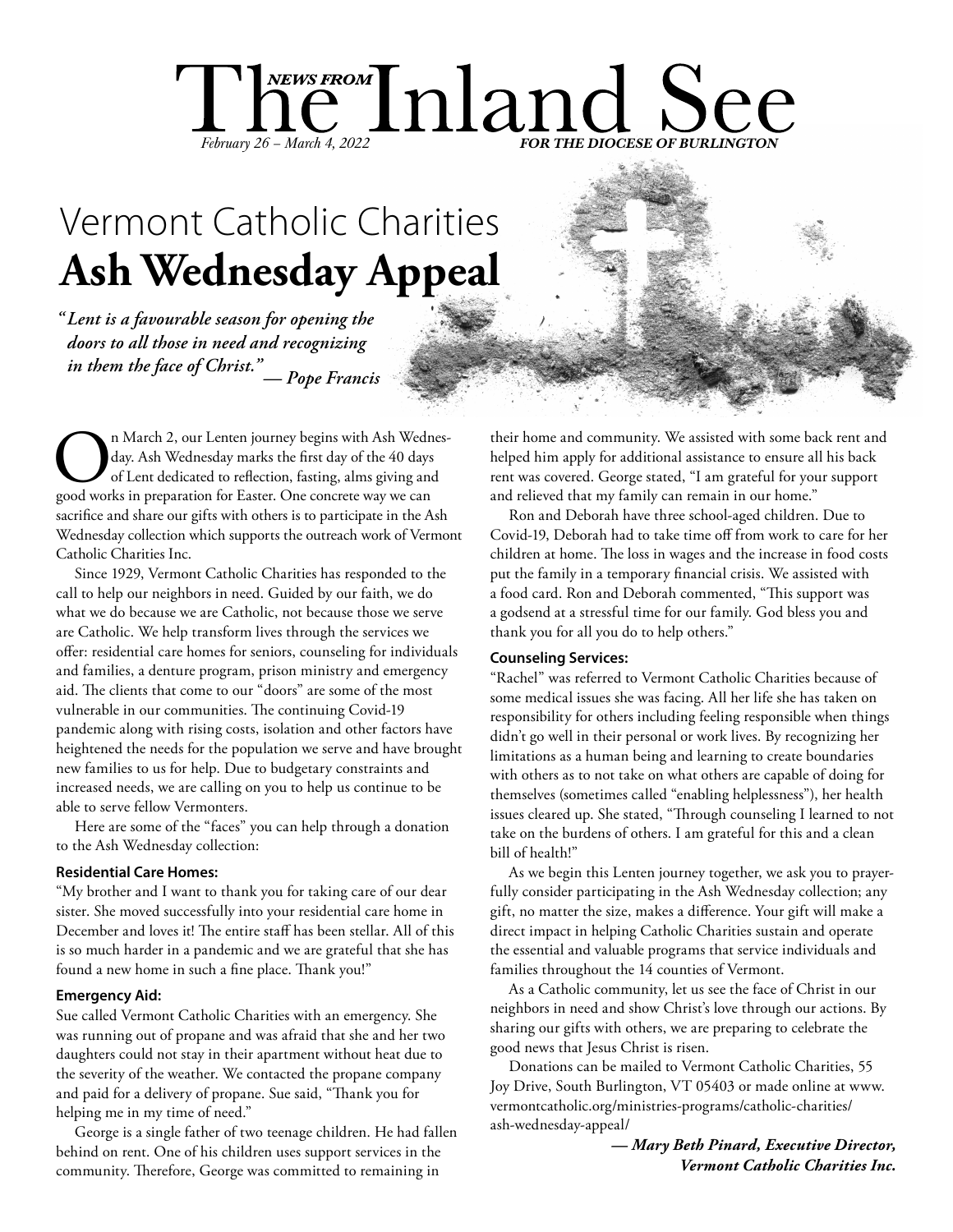# The Inland See

*NEWS FROM*

*February 26 – March 4, 2022* — ***FOR THE DIOCESE OF BURLINGTON***

## Vermont Catholic Charities
# Ash Wednesday Appeal

***"Lent is a favourable season for opening the doors to all those in need and recognizing in them the face of Christ." — Pope Francis***

On March 2, our Lenten journey begins with Ash Wednesday. Ash Wednesday marks the first day of the 40 days of Lent dedicated to reflection, fasting, alms giving and good works in preparation for Easter. One concrete way we can sacrifice and share our gifts with others is to participate in the Ash Wednesday collection which supports the outreach work of Vermont Catholic Charities Inc.

Since 1929, Vermont Catholic Charities has responded to the call to help our neighbors in need. Guided by our faith, we do what we do because we are Catholic, not because those we serve are Catholic. We help transform lives through the services we offer: residential care homes for seniors, counseling for individuals and families, a denture program, prison ministry and emergency aid. The clients that come to our "doors" are some of the most vulnerable in our communities. The continuing Covid-19 pandemic along with rising costs, isolation and other factors have heightened the needs for the population we serve and have brought new families to us for help. Due to budgetary constraints and increased needs, we are calling on you to help us continue to be able to serve fellow Vermonters.

Here are some of the "faces" you can help through a donation to the Ash Wednesday collection:

**Residential Care Homes:**

"My brother and I want to thank you for taking care of our dear sister. She moved successfully into your residential care home in December and loves it! The entire staff has been stellar. All of this is so much harder in a pandemic and we are grateful that she has found a new home in such a fine place. Thank you!"

**Emergency Aid:**

Sue called Vermont Catholic Charities with an emergency. She was running out of propane and was afraid that she and her two daughters could not stay in their apartment without heat due to the severity of the weather. We contacted the propane company and paid for a delivery of propane. Sue said, "Thank you for helping me in my time of need."

George is a single father of two teenage children. He had fallen behind on rent. One of his children uses support services in the community. Therefore, George was committed to remaining in their home and community. We assisted with some back rent and helped him apply for additional assistance to ensure all his back rent was covered. George stated, "I am grateful for your support and relieved that my family can remain in our home."

Ron and Deborah have three school-aged children. Due to Covid-19, Deborah had to take time off from work to care for her children at home. The loss in wages and the increase in food costs put the family in a temporary financial crisis. We assisted with a food card. Ron and Deborah commented, "This support was a godsend at a stressful time for our family. God bless you and thank you for all you do to help others."

**Counseling Services:**

"Rachel" was referred to Vermont Catholic Charities because of some medical issues she was facing. All her life she has taken on responsibility for others including feeling responsible when things didn't go well in their personal or work lives. By recognizing her limitations as a human being and learning to create boundaries with others as to not take on what others are capable of doing for themselves (sometimes called "enabling helplessness"), her health issues cleared up. She stated, "Through counseling I learned to not take on the burdens of others. I am grateful for this and a clean bill of health!"

As we begin this Lenten journey together, we ask you to prayerfully consider participating in the Ash Wednesday collection; any gift, no matter the size, makes a difference. Your gift will make a direct impact in helping Catholic Charities sustain and operate the essential and valuable programs that service individuals and families throughout the 14 counties of Vermont.

As a Catholic community, let us see the face of Christ in our neighbors in need and show Christ's love through our actions. By sharing our gifts with others, we are preparing to celebrate the good news that Jesus Christ is risen.

Donations can be mailed to Vermont Catholic Charities, 55 Joy Drive, South Burlington, VT 05403 or made online at www.vermontcatholic.org/ministries-programs/catholic-charities/ash-wednesday-appeal/

***— Mary Beth Pinard, Executive Director, Vermont Catholic Charities Inc.***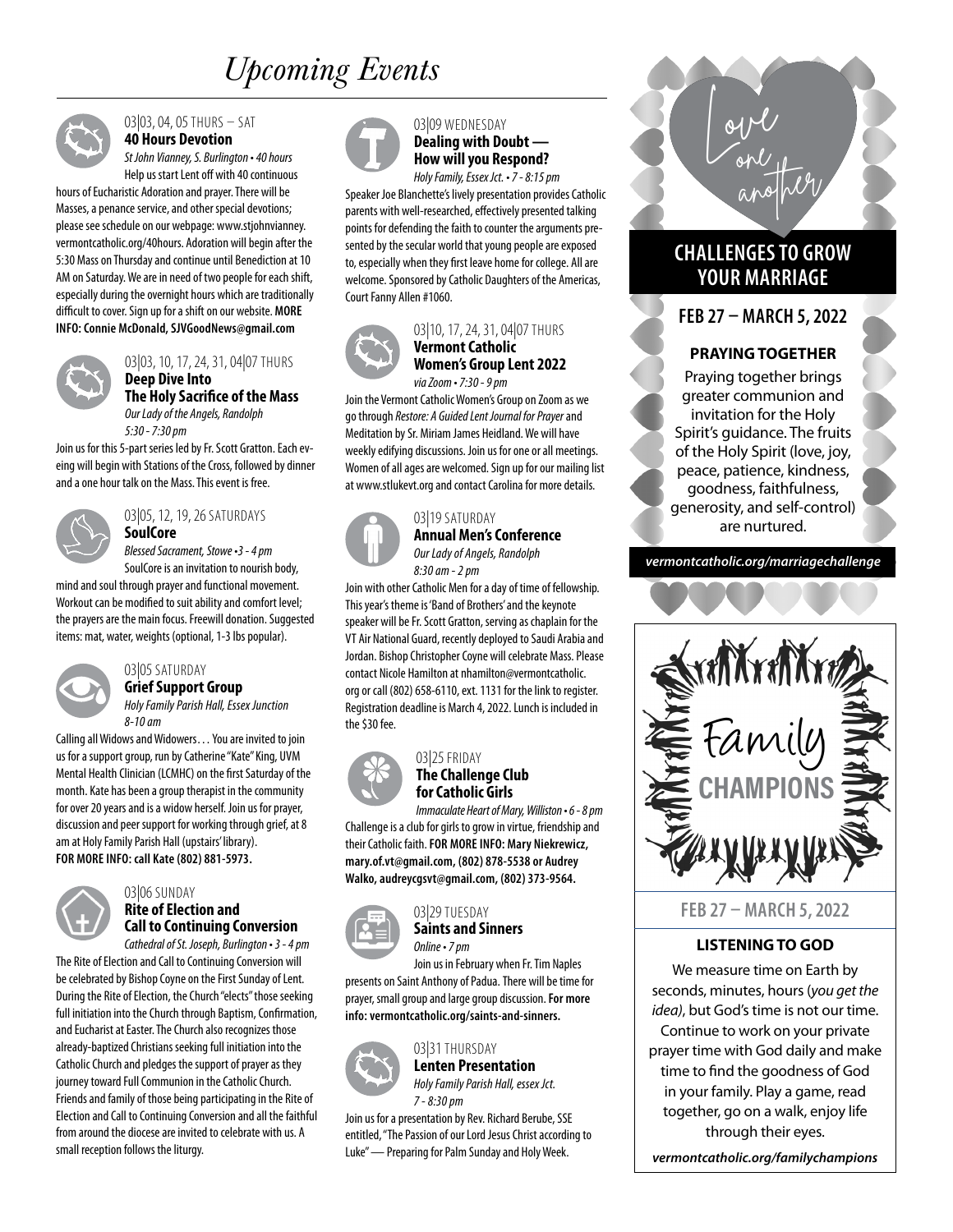# *Upcoming Events*

03|03, 04, 05 THURS – SAT
**40 Hours Devotion**
*St John Vianney, S. Burlington • 40 hours*

Help us start Lent off with 40 continuous hours of Eucharistic Adoration and prayer. There will be Masses, a penance service, and other special devotions; please see schedule on our webpage: www.stjohnvianney.vermontcatholic.org/40hours. Adoration will begin after the 5:30 Mass on Thursday and continue until Benediction at 10 AM on Saturday. We are in need of two people for each shift, especially during the overnight hours which are traditionally difficult to cover. Sign up for a shift on our website. **MORE INFO: Connie McDonald, SJVGoodNews@gmail.com**

03|03, 10, 17, 24, 31, 04|07 THURS
**Deep Dive Into The Holy Sacrifice of the Mass**
*Our Lady of the Angels, Randolph*
*5:30 - 7:30 pm*

Join us for this 5-part series led by Fr. Scott Gratton. Each eveing will begin with Stations of the Cross, followed by dinner and a one hour talk on the Mass. This event is free.

03|05, 12, 19, 26 SATURDAYS
**SoulCore**
*Blessed Sacrament, Stowe •3 - 4 pm*

SoulCore is an invitation to nourish body, mind and soul through prayer and functional movement. Workout can be modified to suit ability and comfort level; the prayers are the main focus. Freewill donation. Suggested items: mat, water, weights (optional, 1-3 lbs popular).

03|05 SATURDAY
**Grief Support Group**
*Holy Family Parish Hall, Essex Junction*
*8-10 am*

Calling all Widows and Widowers… You are invited to join us for a support group, run by Catherine "Kate" King, UVM Mental Health Clinician (LCMHC) on the first Saturday of the month. Kate has been a group therapist in the community for over 20 years and is a widow herself. Join us for prayer, discussion and peer support for working through grief, at 8 am at Holy Family Parish Hall (upstairs' library).
**FOR MORE INFO: call Kate (802) 881-5973.**

03|06 SUNDAY
**Rite of Election and Call to Continuing Conversion**
*Cathedral of St. Joseph, Burlington • 3 - 4 pm*

The Rite of Election and Call to Continuing Conversion will be celebrated by Bishop Coyne on the First Sunday of Lent. During the Rite of Election, the Church "elects" those seeking full initiation into the Church through Baptism, Confirmation, and Eucharist at Easter. The Church also recognizes those already-baptized Christians seeking full initiation into the Catholic Church and pledges the support of prayer as they journey toward Full Communion in the Catholic Church. Friends and family of those being participating in the Rite of Election and Call to Continuing Conversion and all the faithful from around the diocese are invited to celebrate with us. A small reception follows the liturgy.

03|09 WEDNESDAY
**Dealing with Doubt — How will you Respond?**
*Holy Family, Essex Jct. • 7 - 8:15 pm*

Speaker Joe Blanchette's lively presentation provides Catholic parents with well-researched, effectively presented talking points for defending the faith to counter the arguments presented by the secular world that young people are exposed to, especially when they first leave home for college. All are welcome. Sponsored by Catholic Daughters of the Americas, Court Fanny Allen #1060.

03|10, 17, 24, 31, 04|07 THURS
**Vermont Catholic Women's Group Lent 2022**
*via Zoom • 7:30 - 9 pm*

Join the Vermont Catholic Women's Group on Zoom as we go through *Restore: A Guided Lent Journal for Prayer* and Meditation by Sr. Miriam James Heidland. We will have weekly edifying discussions. Join us for one or all meetings. Women of all ages are welcomed. Sign up for our mailing list at www.stlukevt.org and contact Carolina for more details.

03|19 SATURDAY
**Annual Men's Conference**
*Our Lady of Angels, Randolph*
*8:30 am - 2 pm*

Join with other Catholic Men for a day of time of fellowship. This year's theme is 'Band of Brothers' and the keynote speaker will be Fr. Scott Gratton, serving as chaplain for the VT Air National Guard, recently deployed to Saudi Arabia and Jordan. Bishop Christopher Coyne will celebrate Mass. Please contact Nicole Hamilton at nhamilton@vermontcatholic.org or call (802) 658-6110, ext. 1131 for the link to register. Registration deadline is March 4, 2022. Lunch is included in the $30 fee.

03|25 FRIDAY
**The Challenge Club for Catholic Girls**
*Immaculate Heart of Mary, Williston • 6 - 8 pm*

Challenge is a club for girls to grow in virtue, friendship and their Catholic faith. **FOR MORE INFO: Mary Niekrewicz, mary.of.vt@gmail.com, (802) 878-5538 or Audrey Walko, audreycgsvt@gmail.com, (802) 373-9564.**

03|29 TUESDAY
**Saints and Sinners**
*Online • 7 pm*

Join us in February when Fr. Tim Naples presents on Saint Anthony of Padua. There will be time for prayer, small group and large group discussion. **For more info: vermontcatholic.org/saints-and-sinners.**

03|31 THURSDAY
**Lenten Presentation**
*Holy Family Parish Hall, essex Jct.*
*7 - 8:30 pm*

Join us for a presentation by Rev. Richard Berube, SSE entitled, "The Passion of our Lord Jesus Christ according to Luke" — Preparing for Palm Sunday and Holy Week.

Love one another

## CHALLENGES TO GROW YOUR MARRIAGE

### FEB 27 – MARCH 5, 2022

**PRAYING TOGETHER**

Praying together brings greater communion and invitation for the Holy Spirit's guidance. The fruits of the Holy Spirit (love, joy, peace, patience, kindness, goodness, faithfulness, generosity, and self-control) are nurtured.

***vermontcatholic.org/marriagechallenge***

Family CHAMPIONS

### FEB 27 – MARCH 5, 2022

**LISTENING TO GOD**

We measure time on Earth by seconds, minutes, hours (*you get the idea)*, but God's time is not our time. Continue to work on your private prayer time with God daily and make time to find the goodness of God in your family. Play a game, read together, go on a walk, enjoy life through their eyes.

***vermontcatholic.org/familychampions***